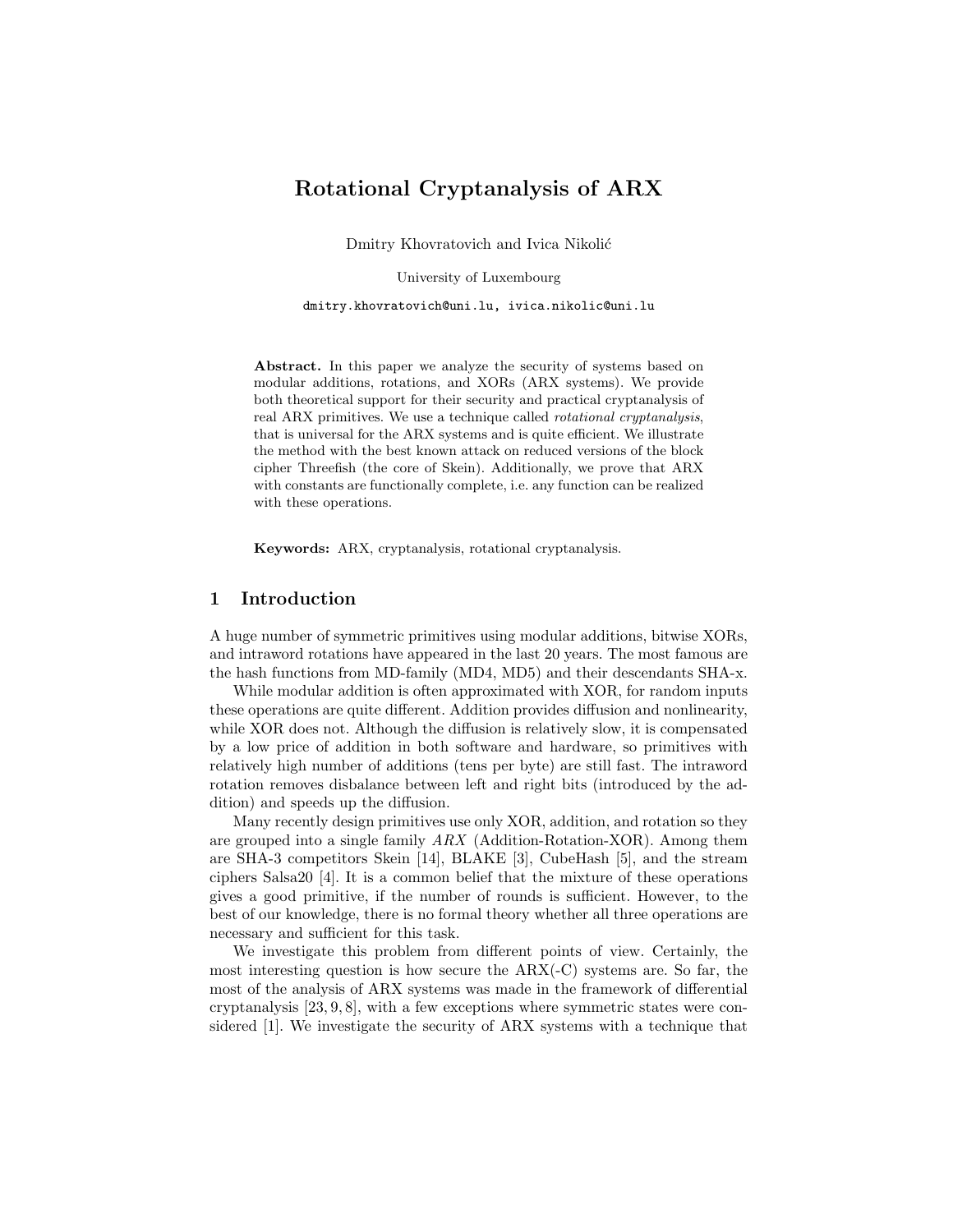# Rotational Cryptanalysis of ARX

Dmitry Khovratovich and Ivica Nikolić

University of Luxembourg

dmitry.khovratovich@uni.lu, ivica.nikolic@uni.lu

**Abstract.** In this paper we analyze the security of systems based on modular additions, rotations, and XORs (ARX systems). We provide both theoretical support for their security and practical cryptanalysis of real ARX primitives. We use a technique called *rotational cryptanalysis*, that is universal for the ARX systems and is quite efficient. We illustrate the method with the best known attack on reduced versions of the block cipher Threefish (the core of Skein). Additionally, we prove that ARX with constants are functionally complete, i.e. any function can be realized with these operations.

**Keywords:** ARX, cryptanalysis, rotational cryptanalysis.

## 1 Introduction

A huge number of symmetric primitives using modular additions, bitwise XORs, and intraword rotations have appeared in the last 20 years. The most famous are the hash functions from MD-family (MD4, MD5) and their descendants SHA-x.

While modular addition is often approximated with XOR, for random inputs these operations are quite different. Addition provides diffusion and nonlinearity, while XOR does not. Although the diffusion is relatively slow, it is compensated by a low price of addition in both software and hardware, so primitives with relatively high number of additions (tens per byte) are still fast. The intraword rotation removes disbalance between left and right bits (introduced by the addition) and speeds up the diffusion.

Many recently design primitives use only XOR, addition, and rotation so they are grouped into a single family *ARX* (Addition-Rotation-XOR). Among them are SHA-3 competitors Skein [14], BLAKE [3], CubeHash [5], and the stream ciphers Salsa20 [4]. It is a common belief that the mixture of these operations gives a good primitive, if the number of rounds is sufficient. However, to the best of our knowledge, there is no formal theory whether all three operations are necessary and sufficient for this task.

We investigate this problem from different points of view. Certainly, the most interesting question is how secure the ARX(-C) systems are. So far, the most of the analysis of ARX systems was made in the framework of differential cryptanalysis [23, 9, 8], with a few exceptions where symmetric states were considered [1]. We investigate the security of ARX systems with a technique that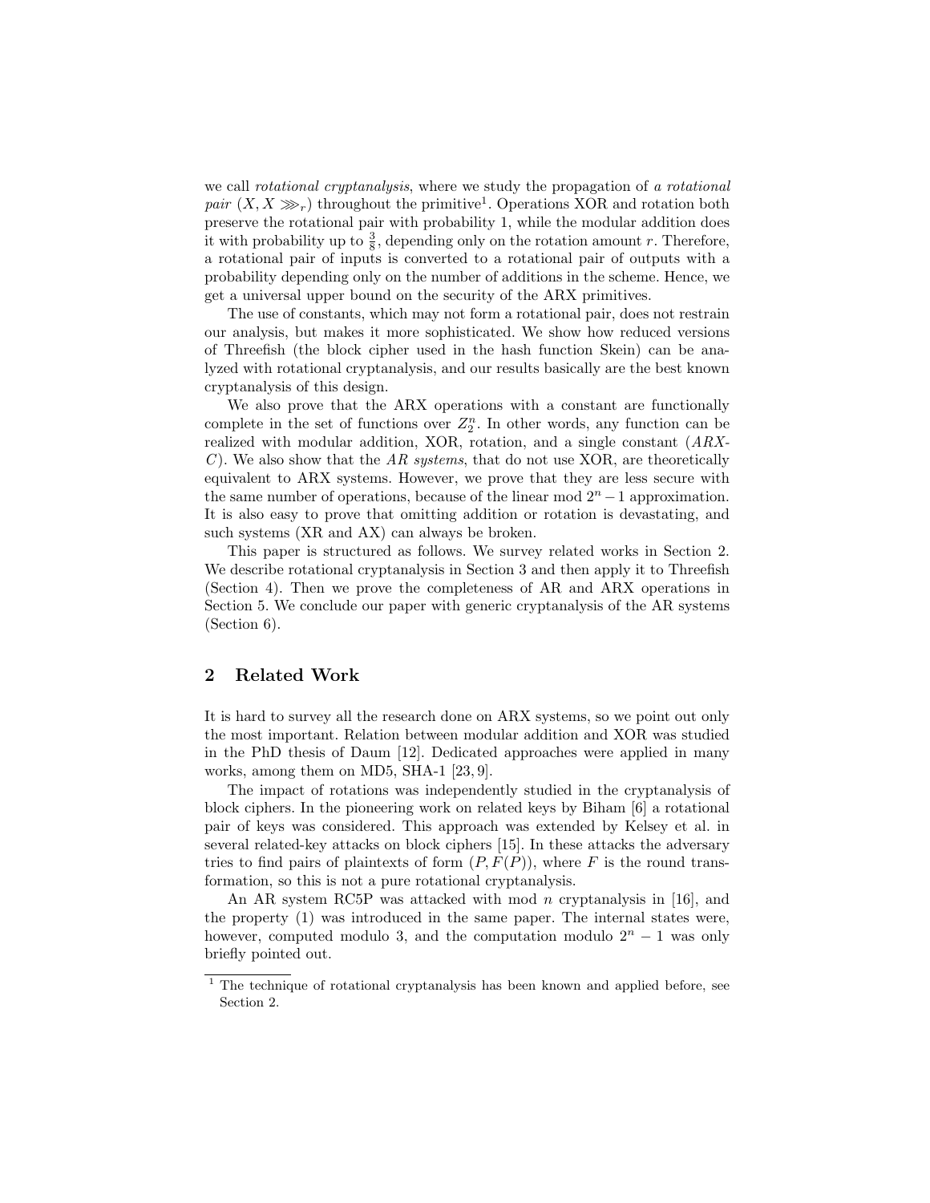we call *rotational cryptanalysis*, where we study the propagation of *a rotational pair* $(X, X \ggg_r)$ throughout the primitive[1]. Operations XOR and rotation both preserve the rotational pair with probability 1, while the modular addition does it with probability up to $\frac{3}{8}$, depending only on the rotation amount $r$. Therefore, a rotational pair of inputs is converted to a rotational pair of outputs with a probability depending only on the number of additions in the scheme. Hence, we get a universal upper bound on the security of the ARX primitives.

The use of constants, which may not form a rotational pair, does not restrain our analysis, but makes it more sophisticated. We show how reduced versions of Threefish (the block cipher used in the hash function Skein) can be analyzed with rotational cryptanalysis, and our results basically are the best known cryptanalysis of this design.

We also prove that the ARX operations with a constant are functionally complete in the set of functions over $Z_2^n$. In other words, any function can be realized with modular addition, XOR, rotation, and a single constant (*ARX-C*). We also show that the *AR systems*, that do not use XOR, are theoretically equivalent to ARX systems. However, we prove that they are less secure with the same number of operations, because of the linear mod $2^n - 1$ approximation. It is also easy to prove that omitting addition or rotation is devastating, and such systems (XR and AX) can always be broken.

This paper is structured as follows. We survey related works in Section 2. We describe rotational cryptanalysis in Section 3 and then apply it to Threefish (Section 4). Then we prove the completeness of AR and ARX operations in Section 5. We conclude our paper with generic cryptanalysis of the AR systems (Section 6).

## 2 Related Work

It is hard to survey all the research done on ARX systems, so we point out only the most important. Relation between modular addition and XOR was studied in the PhD thesis of Daum [12]. Dedicated approaches were applied in many works, among them on MD5, SHA-1 [23, 9].

The impact of rotations was independently studied in the cryptanalysis of block ciphers. In the pioneering work on related keys by Biham [6] a rotational pair of keys was considered. This approach was extended by Kelsey et al. in several related-key attacks on block ciphers [15]. In these attacks the adversary tries to find pairs of plaintexts of form $(P, F(P))$, where $F$ is the round transformation, so this is not a pure rotational cryptanalysis.

An AR system RC5P was attacked with mod $n$ cryptanalysis in [16], and the property (1) was introduced in the same paper. The internal states were, however, computed modulo 3, and the computation modulo $2^n - 1$ was only briefly pointed out.

[1] The technique of rotational cryptanalysis has been known and applied before, see Section 2.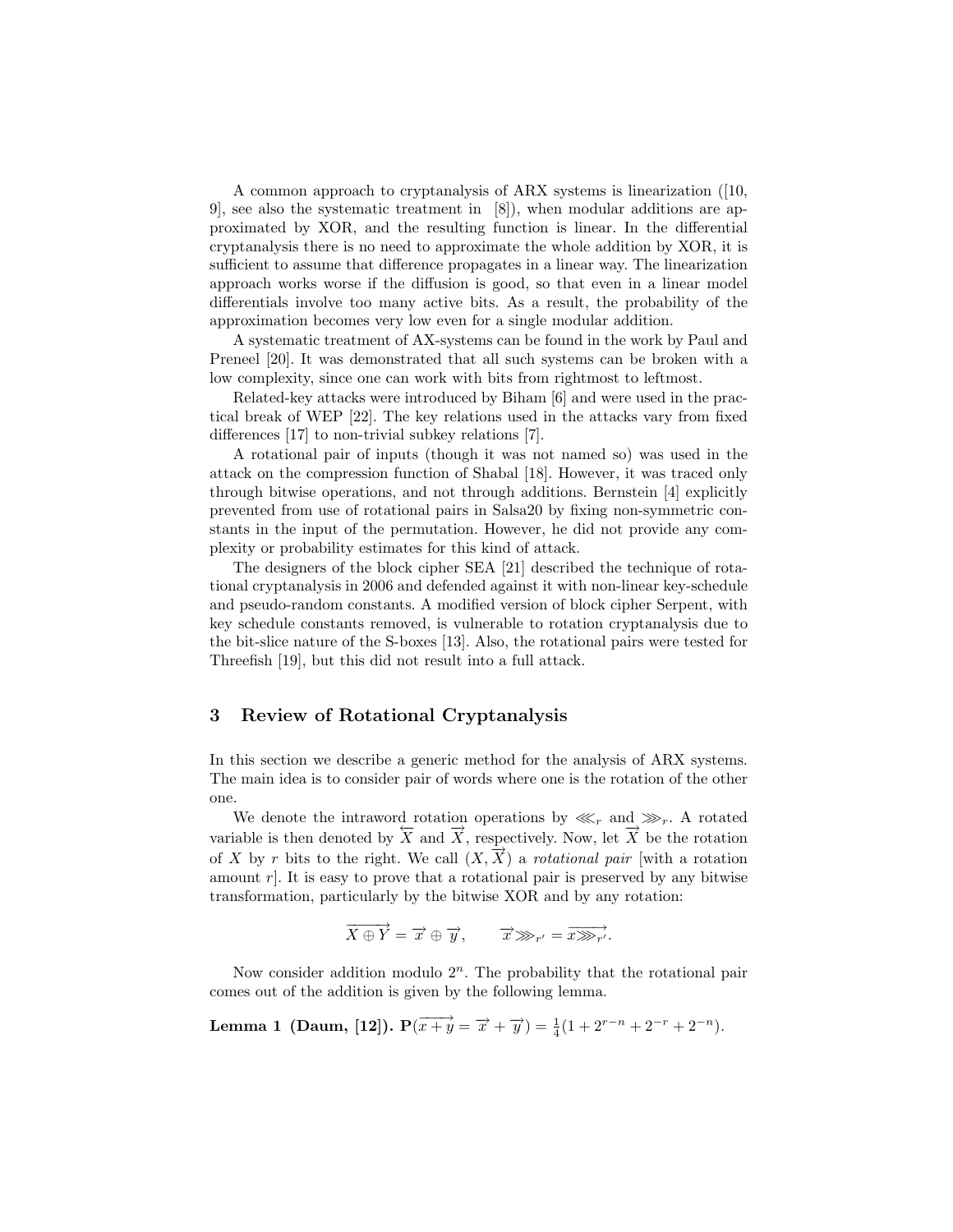A common approach to cryptanalysis of ARX systems is linearization ([10, 9], see also the systematic treatment in [8]), when modular additions are approximated by XOR, and the resulting function is linear. In the differential cryptanalysis there is no need to approximate the whole addition by XOR, it is sufficient to assume that difference propagates in a linear way. The linearization approach works worse if the diffusion is good, so that even in a linear model differentials involve too many active bits. As a result, the probability of the approximation becomes very low even for a single modular addition.

A systematic treatment of AX-systems can be found in the work by Paul and Preneel [20]. It was demonstrated that all such systems can be broken with a low complexity, since one can work with bits from rightmost to leftmost.

Related-key attacks were introduced by Biham [6] and were used in the practical break of WEP [22]. The key relations used in the attacks vary from fixed differences [17] to non-trivial subkey relations [7].

A rotational pair of inputs (though it was not named so) was used in the attack on the compression function of Shabal [18]. However, it was traced only through bitwise operations, and not through additions. Bernstein [4] explicitly prevented from use of rotational pairs in Salsa20 by fixing non-symmetric constants in the input of the permutation. However, he did not provide any complexity or probability estimates for this kind of attack.

The designers of the block cipher SEA [21] described the technique of rotational cryptanalysis in 2006 and defended against it with non-linear key-schedule and pseudo-random constants. A modified version of block cipher Serpent, with key schedule constants removed, is vulnerable to rotation cryptanalysis due to the bit-slice nature of the S-boxes [13]. Also, the rotational pairs were tested for Threefish [19], but this did not result into a full attack.

## 3 Review of Rotational Cryptanalysis

In this section we describe a generic method for the analysis of ARX systems. The main idea is to consider pair of words where one is the rotation of the other one.

We denote the intraword rotation operations by $\lll_r$ and $\ggg_r$. A rotated variable is then denoted by $\overleftarrow{X}$ and $\overrightarrow{X}$, respectively. Now, let $\overrightarrow{X}$ be the rotation of $X$ by $r$ bits to the right. We call $(X, \overrightarrow{X})$ a *rotational pair* [with a rotation amount $r$]. It is easy to prove that a rotational pair is preserved by any bitwise transformation, particularly by the bitwise XOR and by any rotation:

$$\overrightarrow{X \oplus Y} = \overrightarrow{x} \oplus \overrightarrow{y}, \qquad \overrightarrow{x} \ggg_{r'} = \overrightarrow{x \ggg_{r'}}.$$

Now consider addition modulo $2^n$. The probability that the rotational pair comes out of the addition is given by the following lemma.

**Lemma 1 (Daum, [12]).** $\mathbf{P}(\overrightarrow{x+y} = \overrightarrow{x} + \overrightarrow{y}) = \frac{1}{4}(1 + 2^{r-n} + 2^{-r} + 2^{-n})$.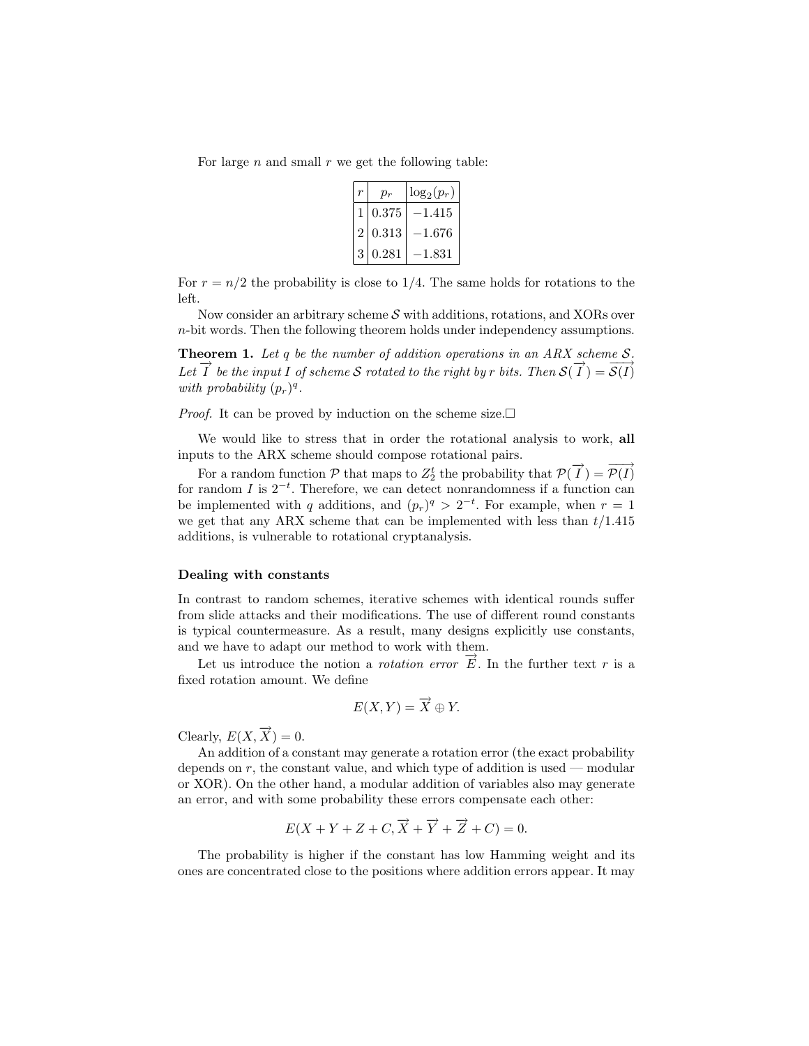For large $n$ and small $r$ we get the following table:

| $r$ | $p_r$ | $\log_2(p_r)$ |
|---|---|---|
| 1 | 0.375 | −1.415 |
| 2 | 0.313 | −1.676 |
| 3 | 0.281 | −1.831 |

For $r = n/2$ the probability is close to 1/4. The same holds for rotations to the left.

Now consider an arbitrary scheme $\mathcal{S}$ with additions, rotations, and XORs over $n$-bit words. Then the following theorem holds under independency assumptions.

**Theorem 1.** *Let $q$ be the number of addition operations in an ARX scheme $\mathcal{S}$. Let $\overrightarrow{I}$ be the input $I$ of scheme $\mathcal{S}$ rotated to the right by $r$ bits. Then $\mathcal{S}(\overrightarrow{I}) = \overrightarrow{\mathcal{S}(I)}$ with probability $(p_r)^q$.*

*Proof.* It can be proved by induction on the scheme size.□

We would like to stress that in order the rotational analysis to work, **all** inputs to the ARX scheme should compose rotational pairs.

For a random function $\mathcal{P}$ that maps to $Z_2^t$ the probability that $\mathcal{P}(\overrightarrow{I}) = \overrightarrow{\mathcal{P}(I)}$ for random $I$ is $2^{-t}$. Therefore, we can detect nonrandomness if a function can be implemented with $q$ additions, and $(p_r)^q > 2^{-t}$. For example, when $r = 1$ we get that any ARX scheme that can be implemented with less than $t/1.415$ additions, is vulnerable to rotational cryptanalysis.

**Dealing with constants**

In contrast to random schemes, iterative schemes with identical rounds suffer from slide attacks and their modifications. The use of different round constants is typical countermeasure. As a result, many designs explicitly use constants, and we have to adapt our method to work with them.

Let us introduce the notion a *rotation error* $\overrightarrow{E}$. In the further text $r$ is a fixed rotation amount. We define

$$E(X, Y) = \overrightarrow{X} \oplus Y.$$

Clearly, $E(X, \overrightarrow{X}) = 0$.

An addition of a constant may generate a rotation error (the exact probability depends on $r$, the constant value, and which type of addition is used — modular or XOR). On the other hand, a modular addition of variables also may generate an error, and with some probability these errors compensate each other:

$$E(X + Y + Z + C, \overrightarrow{X} + \overrightarrow{Y} + \overrightarrow{Z} + C) = 0.$$

The probability is higher if the constant has low Hamming weight and its ones are concentrated close to the positions where addition errors appear. It may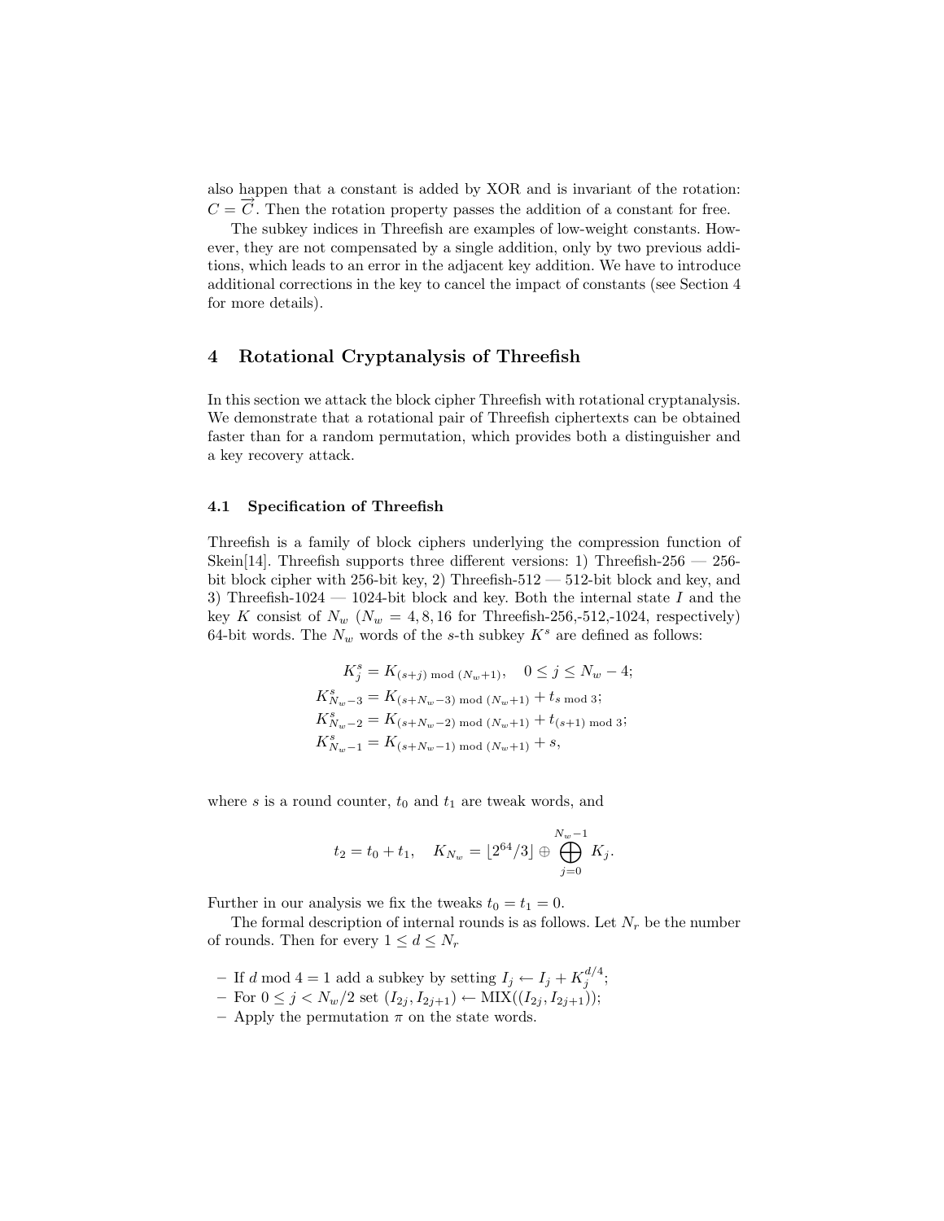also happen that a constant is added by XOR and is invariant of the rotation: $C = \overrightarrow{C}$. Then the rotation property passes the addition of a constant for free.

The subkey indices in Threefish are examples of low-weight constants. However, they are not compensated by a single addition, only by two previous additions, which leads to an error in the adjacent key addition. We have to introduce additional corrections in the key to cancel the impact of constants (see Section 4 for more details).

## 4 Rotational Cryptanalysis of Threefish

In this section we attack the block cipher Threefish with rotational cryptanalysis. We demonstrate that a rotational pair of Threefish ciphertexts can be obtained faster than for a random permutation, which provides both a distinguisher and a key recovery attack.

### 4.1 Specification of Threefish

Threefish is a family of block ciphers underlying the compression function of Skein[14]. Threefish supports three different versions: 1) Threefish-256 — 256-bit block cipher with 256-bit key, 2) Threefish-512 — 512-bit block and key, and 3) Threefish-1024 — 1024-bit block and key. Both the internal state $I$ and the key $K$ consist of $N_w$ ($N_w = 4, 8, 16$ for Threefish-256,-512,-1024, respectively) 64-bit words. The $N_w$ words of the $s$-th subkey $K^s$ are defined as follows:

$$
\begin{aligned}
K^s_j &= K_{(s+j) \bmod (N_w+1)}, \quad 0 \leq j \leq N_w - 4; \\
K^s_{N_w-3} &= K_{(s+N_w-3) \bmod (N_w+1)} + t_{s \bmod 3}; \\
K^s_{N_w-2} &= K_{(s+N_w-2) \bmod (N_w+1)} + t_{(s+1) \bmod 3}; \\
K^s_{N_w-1} &= K_{(s+N_w-1) \bmod (N_w+1)} + s,
\end{aligned}
$$

where $s$ is a round counter, $t_0$ and $t_1$ are tweak words, and

$$
t_2 = t_0 + t_1, \quad K_{N_w} = \lfloor 2^{64}/3 \rfloor \oplus \bigoplus_{j=0}^{N_w-1} K_j.
$$

Further in our analysis we fix the tweaks $t_0 = t_1 = 0$.

The formal description of internal rounds is as follows. Let $N_r$ be the number of rounds. Then for every $1 \leq d \leq N_r$

- If $d \bmod 4 = 1$ add a subkey by setting $I_j \leftarrow I_j + K^{d/4}_j$;
- For $0 \leq j < N_w/2$ set $(I_{2j}, I_{2j+1}) \leftarrow \text{MIX}((I_{2j}, I_{2j+1}))$;
- Apply the permutation $\pi$ on the state words.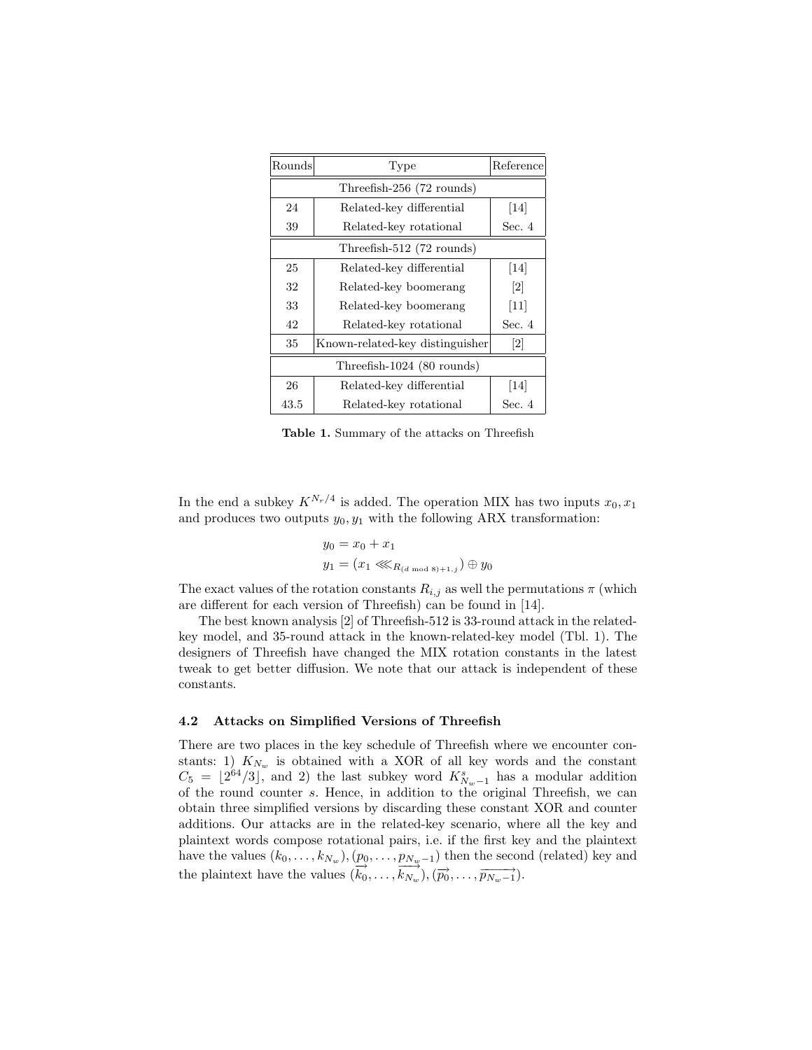| Rounds | Type | Reference |
|---|---|---|
| Threefish-256 (72 rounds) | | |
| 24 | Related-key differential | [14] |
| 39 | Related-key rotational | Sec. 4 |
| Threefish-512 (72 rounds) | | |
| 25 | Related-key differential | [14] |
| 32 | Related-key boomerang | [2] |
| 33 | Related-key boomerang | [11] |
| 42 | Related-key rotational | Sec. 4 |
| 35 | Known-related-key distinguisher | [2] |
| Threefish-1024 (80 rounds) | | |
| 26 | Related-key differential | [14] |
| 43.5 | Related-key rotational | Sec. 4 |

**Table 1.** Summary of the attacks on Threefish

In the end a subkey $K^{N_r/4}$ is added. The operation MIX has two inputs $x_0, x_1$ and produces two outputs $y_0, y_1$ with the following ARX transformation:

$$y_0 = x_0 + x_1$$
$$y_1 = (x_1 \lll_{R_{(d \bmod 8)+1,j}}) \oplus y_0$$

The exact values of the rotation constants $R_{i,j}$ as well the permutations $\pi$ (which are different for each version of Threefish) can be found in [14].

The best known analysis [2] of Threefish-512 is 33-round attack in the related-key model, and 35-round attack in the known-related-key model (Tbl. 1). The designers of Threefish have changed the MIX rotation constants in the latest tweak to get better diffusion. We note that our attack is independent of these constants.

### 4.2 Attacks on Simplified Versions of Threefish

There are two places in the key schedule of Threefish where we encounter constants: 1) $K_{N_w}$ is obtained with a XOR of all key words and the constant $C_5 = \lfloor 2^{64}/3 \rfloor$, and 2) the last subkey word $K^s_{N_w-1}$ has a modular addition of the round counter $s$. Hence, in addition to the original Threefish, we can obtain three simplified versions by discarding these constant XOR and counter additions. Our attacks are in the related-key scenario, where all the key and plaintext words compose rotational pairs, i.e. if the first key and the plaintext have the values $(k_0, \ldots, k_{N_w}), (p_0, \ldots, p_{N_w-1})$ then the second (related) key and the plaintext have the values $(\overrightarrow{k_0}, \ldots, \overrightarrow{k_{N_w}}), (\overrightarrow{p_0}, \ldots, \overrightarrow{p_{N_w-1}})$.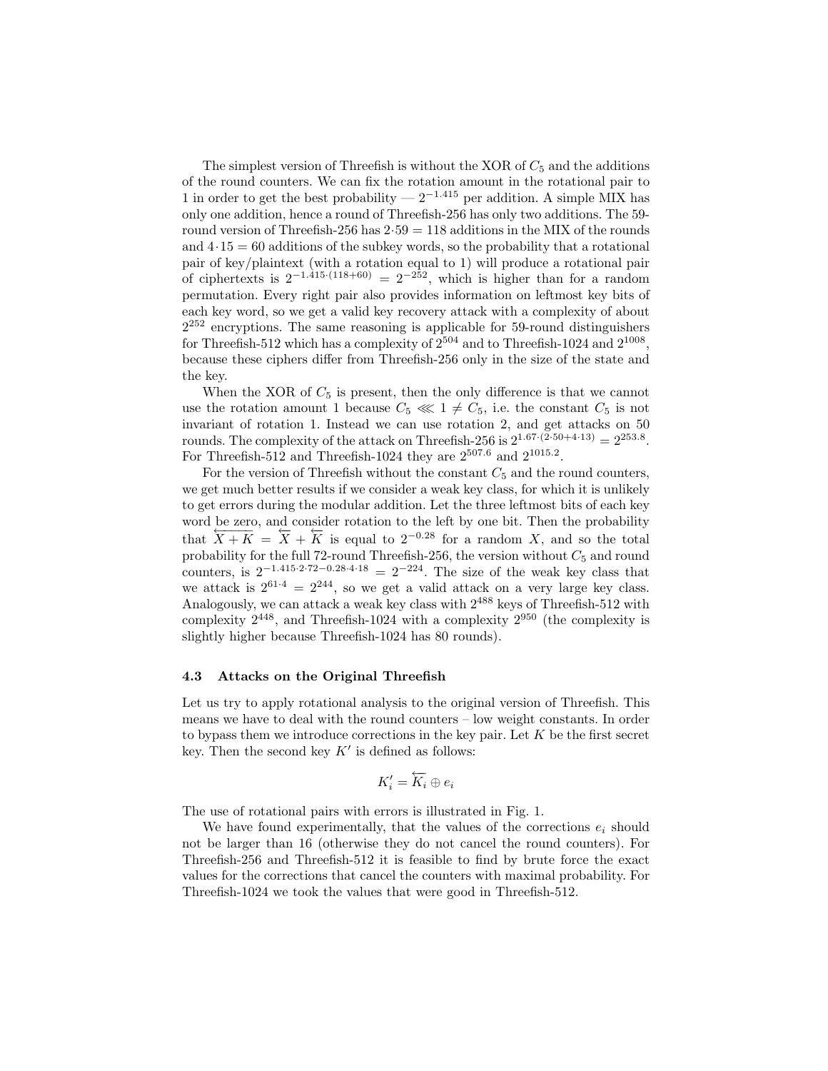The simplest version of Threefish is without the XOR of $C_5$ and the additions of the round counters. We can fix the rotation amount in the rotational pair to 1 in order to get the best probability — $2^{-1.415}$ per addition. A simple MIX has only one addition, hence a round of Threefish-256 has only two additions. The 59-round version of Threefish-256 has $2 \cdot 59 = 118$ additions in the MIX of the rounds and $4 \cdot 15 = 60$ additions of the subkey words, so the probability that a rotational pair of key/plaintext (with a rotation equal to 1) will produce a rotational pair of ciphertexts is $2^{-1.415 \cdot (118+60)} = 2^{-252}$, which is higher than for a random permutation. Every right pair also provides information on leftmost key bits of each key word, so we get a valid key recovery attack with a complexity of about $2^{252}$ encryptions. The same reasoning is applicable for 59-round distinguishers for Threefish-512 which has a complexity of $2^{504}$ and to Threefish-1024 and $2^{1008}$, because these ciphers differ from Threefish-256 only in the size of the state and the key.

When the XOR of $C_5$ is present, then the only difference is that we cannot use the rotation amount 1 because $C_5 \lll 1 \neq C_5$, i.e. the constant $C_5$ is not invariant of rotation 1. Instead we can use rotation 2, and get attacks on 50 rounds. The complexity of the attack on Threefish-256 is $2^{1.67 \cdot (2 \cdot 50 + 4 \cdot 13)} = 2^{253.8}$. For Threefish-512 and Threefish-1024 they are $2^{507.6}$ and $2^{1015.2}$.

For the version of Threefish without the constant $C_5$ and the round counters, we get much better results if we consider a weak key class, for which it is unlikely to get errors during the modular addition. Let the three leftmost bits of each key word be zero, and consider rotation to the left by one bit. Then the probability that $\overleftarrow{X+K} = \overleftarrow{X} + \overleftarrow{K}$ is equal to $2^{-0.28}$ for a random $X$, and so the total probability for the full 72-round Threefish-256, the version without $C_5$ and round counters, is $2^{-1.415 \cdot 2 \cdot 72 - 0.28 \cdot 4 \cdot 18} = 2^{-224}$. The size of the weak key class that we attack is $2^{61 \cdot 4} = 2^{244}$, so we get a valid attack on a very large key class. Analogously, we can attack a weak key class with $2^{488}$ keys of Threefish-512 with complexity $2^{448}$, and Threefish-1024 with a complexity $2^{950}$ (the complexity is slightly higher because Threefish-1024 has 80 rounds).

### 4.3 Attacks on the Original Threefish

Let us try to apply rotational analysis to the original version of Threefish. This means we have to deal with the round counters – low weight constants. In order to bypass them we introduce corrections in the key pair. Let $K$ be the first secret key. Then the second key $K'$ is defined as follows:

$$K'_i = \overleftarrow{K_i} \oplus e_i$$

The use of rotational pairs with errors is illustrated in Fig. 1.

We have found experimentally, that the values of the corrections $e_i$ should not be larger than 16 (otherwise they do not cancel the round counters). For Threefish-256 and Threefish-512 it is feasible to find by brute force the exact values for the corrections that cancel the counters with maximal probability. For Threefish-1024 we took the values that were good in Threefish-512.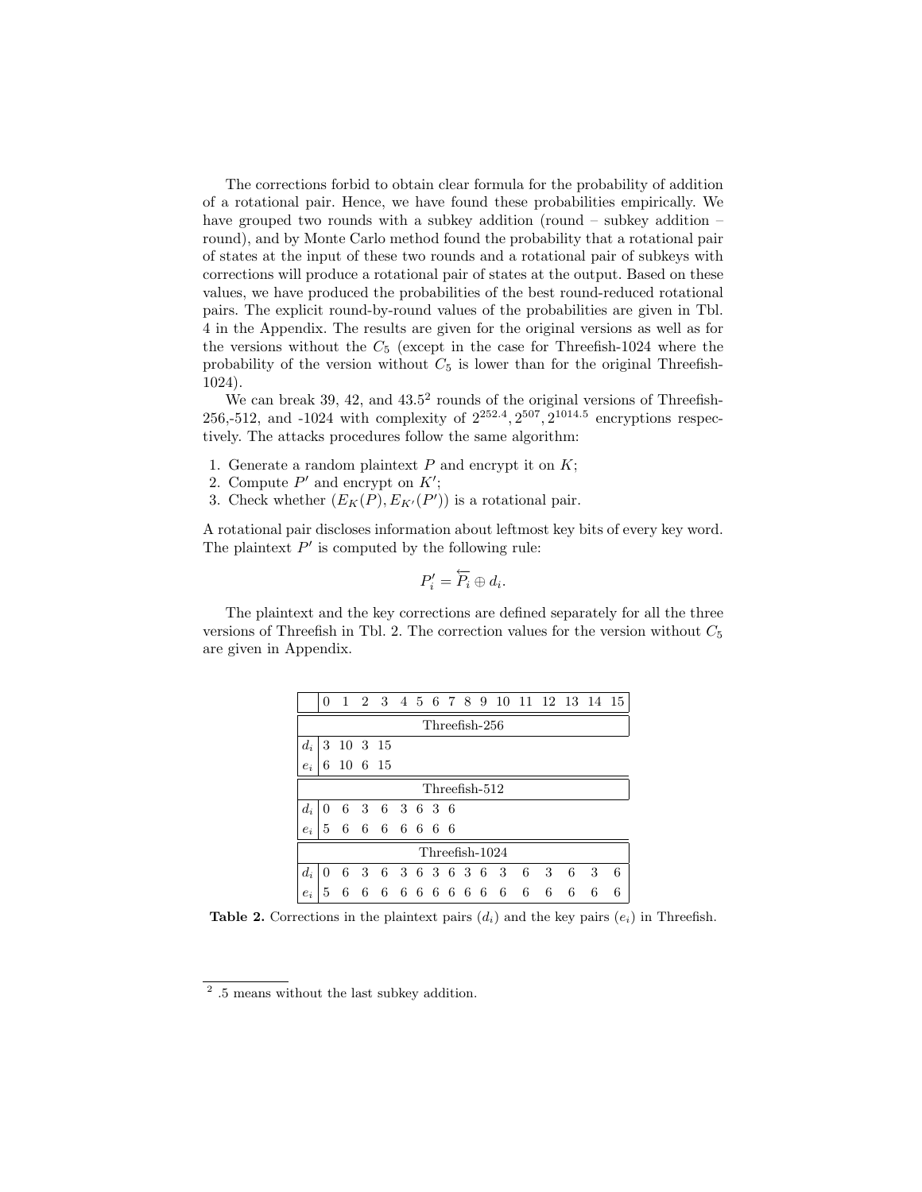The corrections forbid to obtain clear formula for the probability of addition of a rotational pair. Hence, we have found these probabilities empirically. We have grouped two rounds with a subkey addition (round – subkey addition – round), and by Monte Carlo method found the probability that a rotational pair of states at the input of these two rounds and a rotational pair of subkeys with corrections will produce a rotational pair of states at the output. Based on these values, we have produced the probabilities of the best round-reduced rotational pairs. The explicit round-by-round values of the probabilities are given in Tbl. 4 in the Appendix. The results are given for the original versions as well as for the versions without the $C_5$ (except in the case for Threefish-1024 where the probability of the version without $C_5$ is lower than for the original Threefish-1024).

We can break 39, 42, and 43.5[2] rounds of the original versions of Threefish-256,-512, and -1024 with complexity of $2^{252.4}, 2^{507}, 2^{1014.5}$ encryptions respectively. The attacks procedures follow the same algorithm:

1. Generate a random plaintext $P$ and encrypt it on $K$;
2. Compute $P'$ and encrypt on $K'$;
3. Check whether $(E_K(P), E_{K'}(P'))$ is a rotational pair.

A rotational pair discloses information about leftmost key bits of every key word. The plaintext $P'$ is computed by the following rule:

$$P'_i = \overleftarrow{P_i} \oplus d_i.$$

The plaintext and the key corrections are defined separately for all the three versions of Threefish in Tbl. 2. The correction values for the version without $C_5$ are given in Appendix.

| | 0 | 1 | 2 | 3 | 4 | 5 | 6 | 7 | 8 | 9 | 10 | 11 | 12 | 13 | 14 | 15 |
|---|---|---|---|---|---|---|---|---|---|---|---|---|---|---|---|---|
| Threefish-256 | | | | | | | | | | | | | | | | |
| $d_i$ | 3 | 10 | 3 | 15 | | | | | | | | | | | | |
| $e_i$ | 6 | 10 | 6 | 15 | | | | | | | | | | | | |
| Threefish-512 | | | | | | | | | | | | | | | | |
| $d_i$ | 0 | 6 | 3 | 6 | 3 | 6 | 3 | 6 | | | | | | | | |
| $e_i$ | 5 | 6 | 6 | 6 | 6 | 6 | 6 | 6 | | | | | | | | |
| Threefish-1024 | | | | | | | | | | | | | | | | |
| $d_i$ | 0 | 6 | 3 | 6 | 3 | 6 | 3 | 6 | 3 | 6 | 3 | 6 | 3 | 6 | 3 | 6 |
| $e_i$ | 5 | 6 | 6 | 6 | 6 | 6 | 6 | 6 | 6 | 6 | 6 | 6 | 6 | 6 | 6 | 6 |

**Table 2.** Corrections in the plaintext pairs ($d_i$) and the key pairs ($e_i$) in Threefish.

[2] .5 means without the last subkey addition.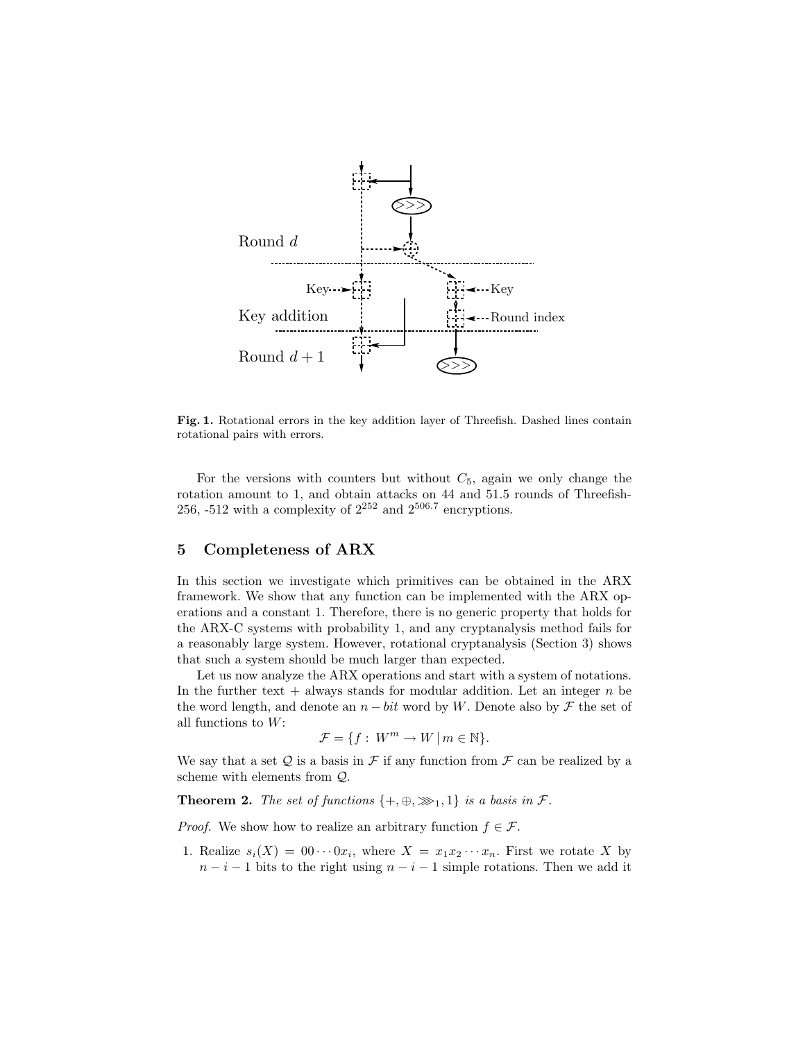**Fig. 1.** Rotational errors in the key addition layer of Threefish. Dashed lines contain rotational pairs with errors.

For the versions with counters but without $C_5$, again we only change the rotation amount to 1, and obtain attacks on 44 and 51.5 rounds of Threefish-256, -512 with a complexity of $2^{252}$ and $2^{506.7}$ encryptions.

## 5 Completeness of ARX

In this section we investigate which primitives can be obtained in the ARX framework. We show that any function can be implemented with the ARX operations and a constant 1. Therefore, there is no generic property that holds for the ARX-C systems with probability 1, and any cryptanalysis method fails for a reasonably large system. However, rotational cryptanalysis (Section 3) shows that such a system should be much larger than expected.

Let us now analyze the ARX operations and start with a system of notations. In the further text $+$ always stands for modular addition. Let an integer $n$ be the word length, and denote an $n-bit$ word by $W$. Denote also by $\mathcal{F}$ the set of all functions to $W$:

$$\mathcal{F} = \{f : W^m \to W \,|\, m \in \mathbb{N}\}.$$

We say that a set $\mathcal{Q}$ is a basis in $\mathcal{F}$ if any function from $\mathcal{F}$ can be realized by a scheme with elements from $\mathcal{Q}$.

**Theorem 2.** *The set of functions $\{+, \oplus, \ggg_1, 1\}$ is a basis in $\mathcal{F}$.*

*Proof.* We show how to realize an arbitrary function $f \in \mathcal{F}$.

1. Realize $s_i(X) = 00\cdots 0x_i$, where $X = x_1x_2\cdots x_n$. First we rotate $X$ by $n-i-1$ bits to the right using $n-i-1$ simple rotations. Then we add it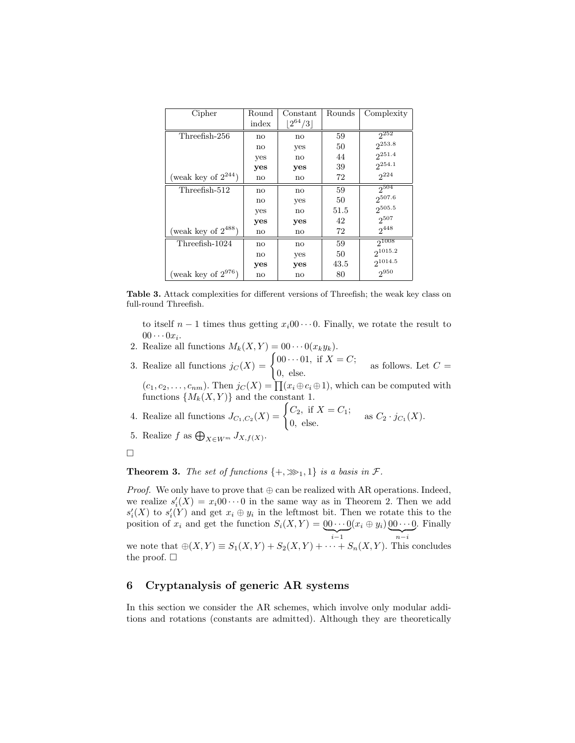| Cipher | Round index | Constant $\lfloor 2^{64}/3 \rfloor$ | Rounds | Complexity |
|---|---|---|---|---|
| Threefish-256 | no | no | 59 | $2^{252}$ |
| | no | yes | 50 | $2^{253.8}$ |
| | yes | no | 44 | $2^{251.4}$ |
| | **yes** | **yes** | 39 | $2^{254.1}$ |
| (weak key of $2^{244}$) | no | no | 72 | $2^{224}$ |
| Threefish-512 | no | no | 59 | $2^{504}$ |
| | no | yes | 50 | $2^{507.6}$ |
| | yes | no | 51.5 | $2^{505.5}$ |
| | **yes** | **yes** | 42 | $2^{507}$ |
| (weak key of $2^{488}$) | no | no | 72 | $2^{448}$ |
| Threefish-1024 | no | no | 59 | $2^{1008}$ |
| | no | yes | 50 | $2^{1015.2}$ |
| | **yes** | **yes** | 43.5 | $2^{1014.5}$ |
| (weak key of $2^{976}$) | no | no | 80 | $2^{950}$ |

**Table 3.** Attack complexities for different versions of Threefish; the weak key class on full-round Threefish.

to itself $n-1$ times thus getting $x_i 00\cdots0$. Finally, we rotate the result to $00\cdots0x_i$.

2. Realize all functions $M_k(X,Y) = 00\cdots0(x_k y_k)$.
3. Realize all functions $j_C(X) = \begin{cases} 00\cdots01, & \text{if } X = C; \\ 0, & \text{else.} \end{cases}$ as follows. Let $C = (c_1, c_2, \ldots, c_{nm})$. Then $j_C(X) = \prod(x_i \oplus c_i \oplus 1)$, which can be computed with functions $\{M_k(X,Y)\}$ and the constant 1.
4. Realize all functions $J_{C_1,C_2}(X) = \begin{cases} C_2, & \text{if } X = C_1; \\ 0, & \text{else.} \end{cases}$ as $C_2 \cdot j_{C_1}(X)$.
5. Realize $f$ as $\bigoplus_{X \in W^m} J_{X,f(X)}$.

$\square$

**Theorem 3.** *The set of functions $\{+, \ggg_1, 1\}$ is a basis in $\mathcal{F}$.*

*Proof.* We only have to prove that $\oplus$ can be realized with AR operations. Indeed, we realize $s'_i(X) = x_i 00\cdots0$ in the same way as in Theorem 2. Then we add $s'_i(X)$ to $s'_i(Y)$ and get $x_i \oplus y_i$ in the leftmost bit. Then we rotate this to the position of $x_i$ and get the function $S_i(X,Y) = \underbrace{00\cdots0}_{i-1}(x_i \oplus y_i)\underbrace{00\cdots0}_{n-i}$. Finally we note that $\oplus(X,Y) \equiv S_1(X,Y) + S_2(X,Y) + \cdots + S_n(X,Y)$. This concludes the proof. $\square$

## 6 Cryptanalysis of generic AR systems

In this section we consider the AR schemes, which involve only modular additions and rotations (constants are admitted). Although they are theoretically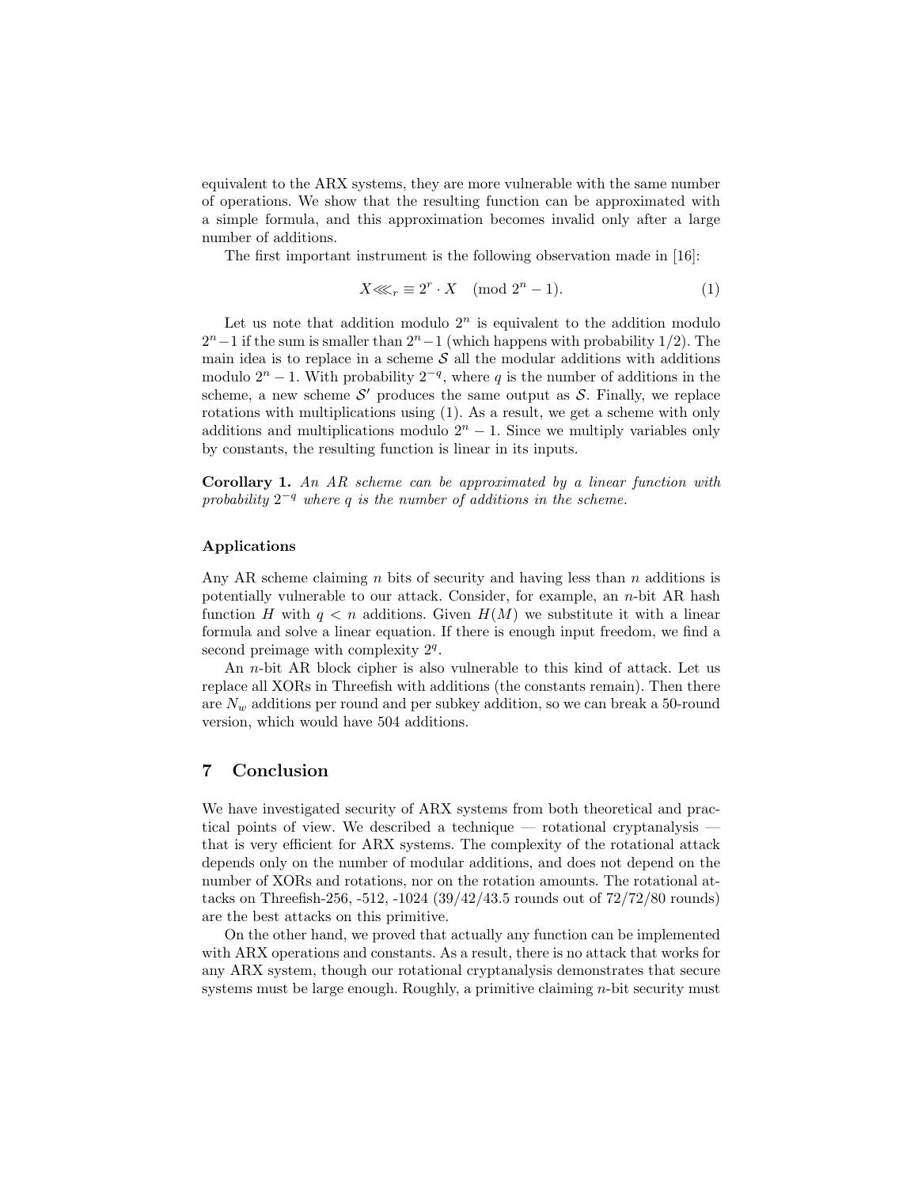equivalent to the ARX systems, they are more vulnerable with the same number of operations. We show that the resulting function can be approximated with a simple formula, and this approximation becomes invalid only after a large number of additions.

The first important instrument is the following observation made in [16]:

$$X \lll_r \equiv 2^r \cdot X \pmod{2^n - 1}. \tag{1}$$

Let us note that addition modulo $2^n$ is equivalent to the addition modulo $2^n - 1$ if the sum is smaller than $2^n - 1$ (which happens with probability 1/2). The main idea is to replace in a scheme $\mathcal{S}$ all the modular additions with additions modulo $2^n - 1$. With probability $2^{-q}$, where $q$ is the number of additions in the scheme, a new scheme $\mathcal{S}'$ produces the same output as $\mathcal{S}$. Finally, we replace rotations with multiplications using (1). As a result, we get a scheme with only additions and multiplications modulo $2^n - 1$. Since we multiply variables only by constants, the resulting function is linear in its inputs.

**Corollary 1.** *An AR scheme can be approximated by a linear function with probability $2^{-q}$ where $q$ is the number of additions in the scheme.*

### Applications

Any AR scheme claiming $n$ bits of security and having less than $n$ additions is potentially vulnerable to our attack. Consider, for example, an $n$-bit AR hash function $H$ with $q < n$ additions. Given $H(M)$ we substitute it with a linear formula and solve a linear equation. If there is enough input freedom, we find a second preimage with complexity $2^q$.

An $n$-bit AR block cipher is also vulnerable to this kind of attack. Let us replace all XORs in Threefish with additions (the constants remain). Then there are $N_w$ additions per round and per subkey addition, so we can break a 50-round version, which would have 504 additions.

## 7 Conclusion

We have investigated security of ARX systems from both theoretical and practical points of view. We described a technique — rotational cryptanalysis — that is very efficient for ARX systems. The complexity of the rotational attack depends only on the number of modular additions, and does not depend on the number of XORs and rotations, nor on the rotation amounts. The rotational attacks on Threefish-256, -512, -1024 (39/42/43.5 rounds out of 72/72/80 rounds) are the best attacks on this primitive.

On the other hand, we proved that actually any function can be implemented with ARX operations and constants. As a result, there is no attack that works for any ARX system, though our rotational cryptanalysis demonstrates that secure systems must be large enough. Roughly, a primitive claiming $n$-bit security must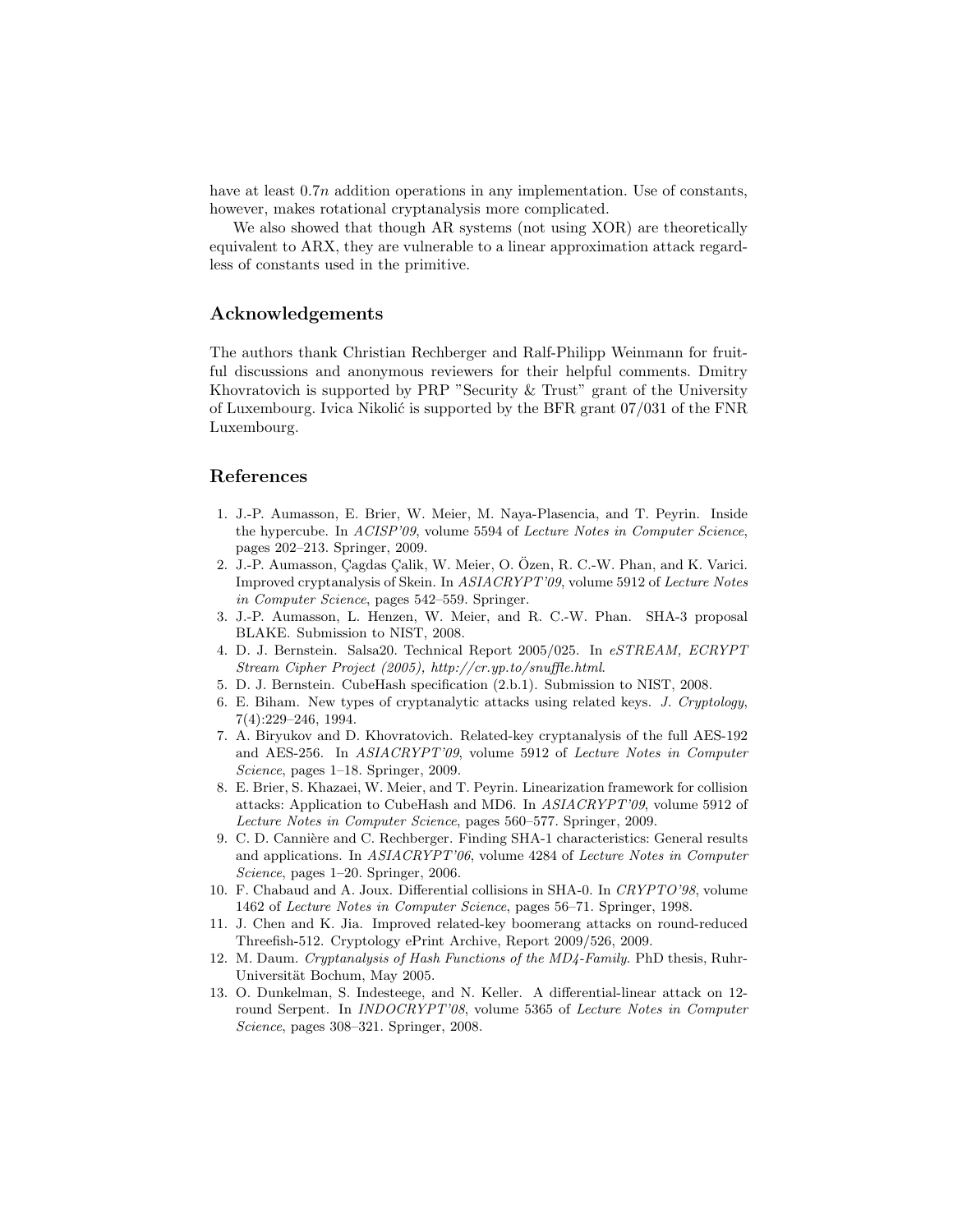have at least $0.7n$ addition operations in any implementation. Use of constants, however, makes rotational cryptanalysis more complicated.

We also showed that though AR systems (not using XOR) are theoretically equivalent to ARX, they are vulnerable to a linear approximation attack regardless of constants used in the primitive.

## Acknowledgements

The authors thank Christian Rechberger and Ralf-Philipp Weinmann for fruitful discussions and anonymous reviewers for their helpful comments. Dmitry Khovratovich is supported by PRP "Security & Trust" grant of the University of Luxembourg. Ivica Nikolić is supported by the BFR grant 07/031 of the FNR Luxembourg.

## References

1. J.-P. Aumasson, E. Brier, W. Meier, M. Naya-Plasencia, and T. Peyrin. Inside the hypercube. In *ACISP'09*, volume 5594 of *Lecture Notes in Computer Science*, pages 202–213. Springer, 2009.
2. J.-P. Aumasson, Çagdas Çalik, W. Meier, O. Özen, R. C.-W. Phan, and K. Varici. Improved cryptanalysis of Skein. In *ASIACRYPT'09*, volume 5912 of *Lecture Notes in Computer Science*, pages 542–559. Springer.
3. J.-P. Aumasson, L. Henzen, W. Meier, and R. C.-W. Phan. SHA-3 proposal BLAKE. Submission to NIST, 2008.
4. D. J. Bernstein. Salsa20. Technical Report 2005/025. In *eSTREAM, ECRYPT Stream Cipher Project (2005), http://cr.yp.to/snuffle.html*.
5. D. J. Bernstein. CubeHash specification (2.b.1). Submission to NIST, 2008.
6. E. Biham. New types of cryptanalytic attacks using related keys. *J. Cryptology*, 7(4):229–246, 1994.
7. A. Biryukov and D. Khovratovich. Related-key cryptanalysis of the full AES-192 and AES-256. In *ASIACRYPT'09*, volume 5912 of *Lecture Notes in Computer Science*, pages 1–18. Springer, 2009.
8. E. Brier, S. Khazaei, W. Meier, and T. Peyrin. Linearization framework for collision attacks: Application to CubeHash and MD6. In *ASIACRYPT'09*, volume 5912 of *Lecture Notes in Computer Science*, pages 560–577. Springer, 2009.
9. C. D. Cannière and C. Rechberger. Finding SHA-1 characteristics: General results and applications. In *ASIACRYPT'06*, volume 4284 of *Lecture Notes in Computer Science*, pages 1–20. Springer, 2006.
10. F. Chabaud and A. Joux. Differential collisions in SHA-0. In *CRYPTO'98*, volume 1462 of *Lecture Notes in Computer Science*, pages 56–71. Springer, 1998.
11. J. Chen and K. Jia. Improved related-key boomerang attacks on round-reduced Threefish-512. Cryptology ePrint Archive, Report 2009/526, 2009.
12. M. Daum. *Cryptanalysis of Hash Functions of the MD4-Family*. PhD thesis, Ruhr-Universität Bochum, May 2005.
13. O. Dunkelman, S. Indesteege, and N. Keller. A differential-linear attack on 12-round Serpent. In *INDOCRYPT'08*, volume 5365 of *Lecture Notes in Computer Science*, pages 308–321. Springer, 2008.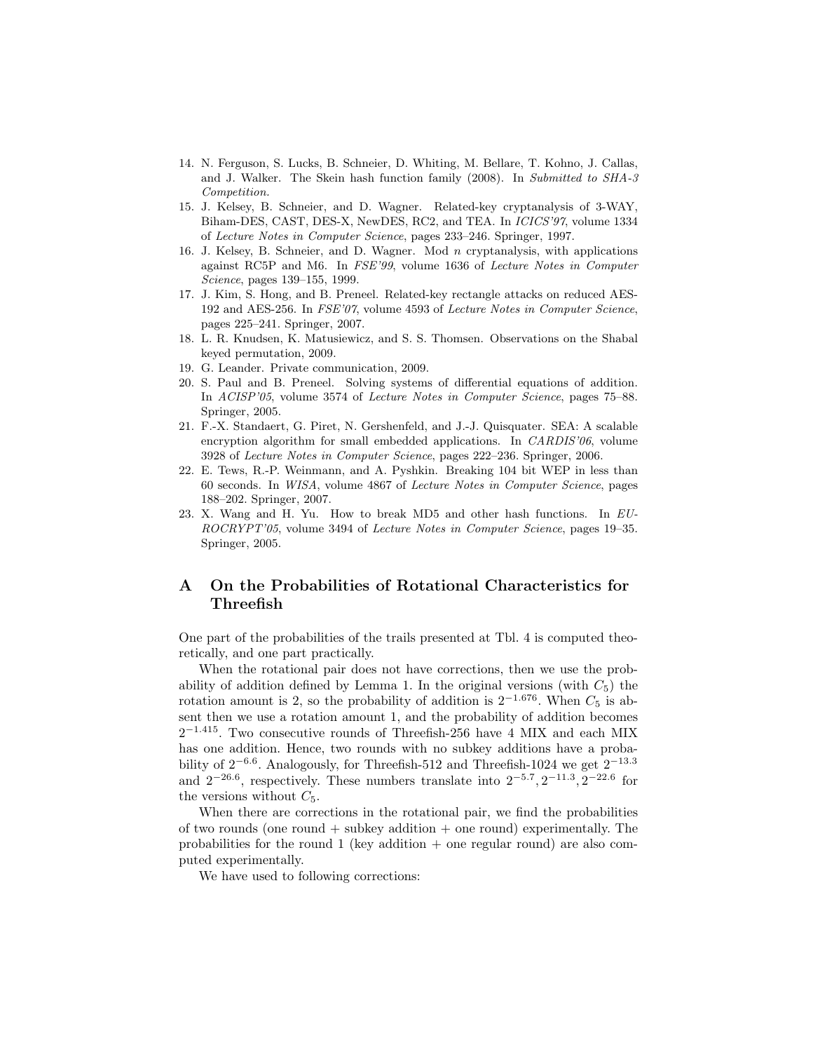14. N. Ferguson, S. Lucks, B. Schneier, D. Whiting, M. Bellare, T. Kohno, J. Callas, and J. Walker. The Skein hash function family (2008). In *Submitted to SHA-3 Competition*.
15. J. Kelsey, B. Schneier, and D. Wagner. Related-key cryptanalysis of 3-WAY, Biham-DES, CAST, DES-X, NewDES, RC2, and TEA. In *ICICS'97*, volume 1334 of *Lecture Notes in Computer Science*, pages 233–246. Springer, 1997.
16. J. Kelsey, B. Schneier, and D. Wagner. Mod $n$ cryptanalysis, with applications against RC5P and M6. In *FSE'99*, volume 1636 of *Lecture Notes in Computer Science*, pages 139–155, 1999.
17. J. Kim, S. Hong, and B. Preneel. Related-key rectangle attacks on reduced AES-192 and AES-256. In *FSE'07*, volume 4593 of *Lecture Notes in Computer Science*, pages 225–241. Springer, 2007.
18. L. R. Knudsen, K. Matusiewicz, and S. S. Thomsen. Observations on the Shabal keyed permutation, 2009.
19. G. Leander. Private communication, 2009.
20. S. Paul and B. Preneel. Solving systems of differential equations of addition. In *ACISP'05*, volume 3574 of *Lecture Notes in Computer Science*, pages 75–88. Springer, 2005.
21. F.-X. Standaert, G. Piret, N. Gershenfeld, and J.-J. Quisquater. SEA: A scalable encryption algorithm for small embedded applications. In *CARDIS'06*, volume 3928 of *Lecture Notes in Computer Science*, pages 222–236. Springer, 2006.
22. E. Tews, R.-P. Weinmann, and A. Pyshkin. Breaking 104 bit WEP in less than 60 seconds. In *WISA*, volume 4867 of *Lecture Notes in Computer Science*, pages 188–202. Springer, 2007.
23. X. Wang and H. Yu. How to break MD5 and other hash functions. In *EUROCRYPT'05*, volume 3494 of *Lecture Notes in Computer Science*, pages 19–35. Springer, 2005.

## A On the Probabilities of Rotational Characteristics for Threefish

One part of the probabilities of the trails presented at Tbl. 4 is computed theoretically, and one part practically.

When the rotational pair does not have corrections, then we use the probability of addition defined by Lemma 1. In the original versions (with $C_5$) the rotation amount is 2, so the probability of addition is $2^{-1.676}$. When $C_5$ is absent then we use a rotation amount 1, and the probability of addition becomes $2^{-1.415}$. Two consecutive rounds of Threefish-256 have 4 MIX and each MIX has one addition. Hence, two rounds with no subkey additions have a probability of $2^{-6.6}$. Analogously, for Threefish-512 and Threefish-1024 we get $2^{-13.3}$ and $2^{-26.6}$, respectively. These numbers translate into $2^{-5.7}, 2^{-11.3}, 2^{-22.6}$ for the versions without $C_5$.

When there are corrections in the rotational pair, we find the probabilities of two rounds (one round + subkey addition + one round) experimentally. The probabilities for the round 1 (key addition + one regular round) are also computed experimentally.

We have used to following corrections: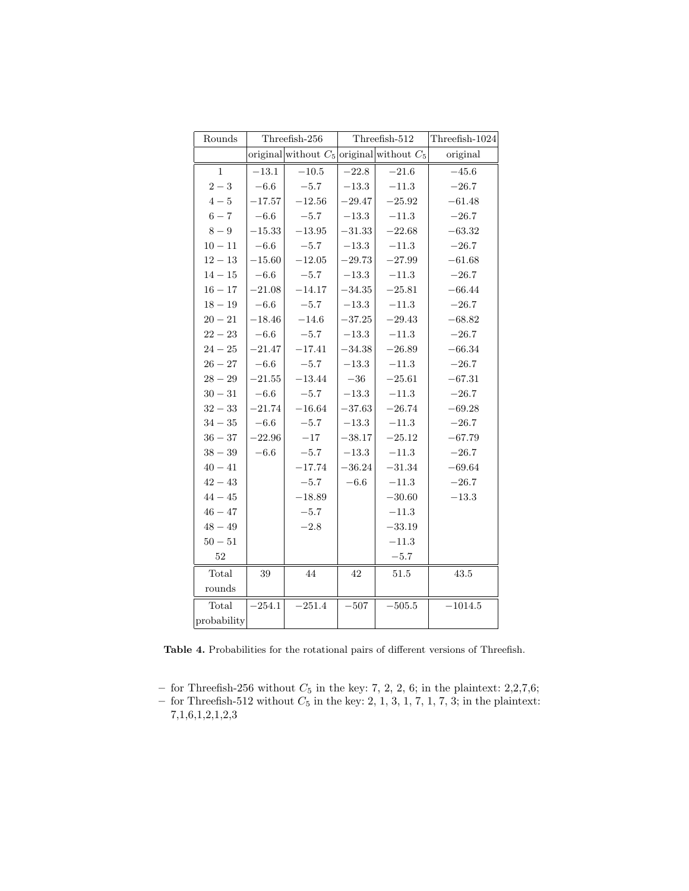| Rounds | Threefish-256 | | Threefish-512 | | Threefish-1024 |
|---|---|---|---|---|---|
| | original | without $C_5$ | original | without $C_5$ | original |
| 1 | $-13.1$ | $-10.5$ | $-22.8$ | $-21.6$ | $-45.6$ |
| $2-3$ | $-6.6$ | $-5.7$ | $-13.3$ | $-11.3$ | $-26.7$ |
| $4-5$ | $-17.57$ | $-12.56$ | $-29.47$ | $-25.92$ | $-61.48$ |
| $6-7$ | $-6.6$ | $-5.7$ | $-13.3$ | $-11.3$ | $-26.7$ |
| $8-9$ | $-15.33$ | $-13.95$ | $-31.33$ | $-22.68$ | $-63.32$ |
| $10-11$ | $-6.6$ | $-5.7$ | $-13.3$ | $-11.3$ | $-26.7$ |
| $12-13$ | $-15.60$ | $-12.05$ | $-29.73$ | $-27.99$ | $-61.68$ |
| $14-15$ | $-6.6$ | $-5.7$ | $-13.3$ | $-11.3$ | $-26.7$ |
| $16-17$ | $-21.08$ | $-14.17$ | $-34.35$ | $-25.81$ | $-66.44$ |
| $18-19$ | $-6.6$ | $-5.7$ | $-13.3$ | $-11.3$ | $-26.7$ |
| $20-21$ | $-18.46$ | $-14.6$ | $-37.25$ | $-29.43$ | $-68.82$ |
| $22-23$ | $-6.6$ | $-5.7$ | $-13.3$ | $-11.3$ | $-26.7$ |
| $24-25$ | $-21.47$ | $-17.41$ | $-34.38$ | $-26.89$ | $-66.34$ |
| $26-27$ | $-6.6$ | $-5.7$ | $-13.3$ | $-11.3$ | $-26.7$ |
| $28-29$ | $-21.55$ | $-13.44$ | $-36$ | $-25.61$ | $-67.31$ |
| $30-31$ | $-6.6$ | $-5.7$ | $-13.3$ | $-11.3$ | $-26.7$ |
| $32-33$ | $-21.74$ | $-16.64$ | $-37.63$ | $-26.74$ | $-69.28$ |
| $34-35$ | $-6.6$ | $-5.7$ | $-13.3$ | $-11.3$ | $-26.7$ |
| $36-37$ | $-22.96$ | $-17$ | $-38.17$ | $-25.12$ | $-67.79$ |
| $38-39$ | $-6.6$ | $-5.7$ | $-13.3$ | $-11.3$ | $-26.7$ |
| $40-41$ | | $-17.74$ | $-36.24$ | $-31.34$ | $-69.64$ |
| $42-43$ | | $-5.7$ | $-6.6$ | $-11.3$ | $-26.7$ |
| $44-45$ | | $-18.89$ | | $-30.60$ | $-13.3$ |
| $46-47$ | | $-5.7$ | | $-11.3$ | |
| $48-49$ | | $-2.8$ | | $-33.19$ | |
| $50-51$ | | | | $-11.3$ | |
| 52 | | | | $-5.7$ | |
| Total rounds | 39 | 44 | 42 | 51.5 | 43.5 |
| Total probability | $-254.1$ | $-251.4$ | $-507$ | $-505.5$ | $-1014.5$ |

**Table 4.** Probabilities for the rotational pairs of different versions of Threefish.

- for Threefish-256 without $C_5$ in the key: 7, 2, 2, 6; in the plaintext: 2,2,7,6;
- for Threefish-512 without $C_5$ in the key: 2, 1, 3, 1, 7, 1, 7, 3; in the plaintext: 7,1,6,1,2,1,2,3